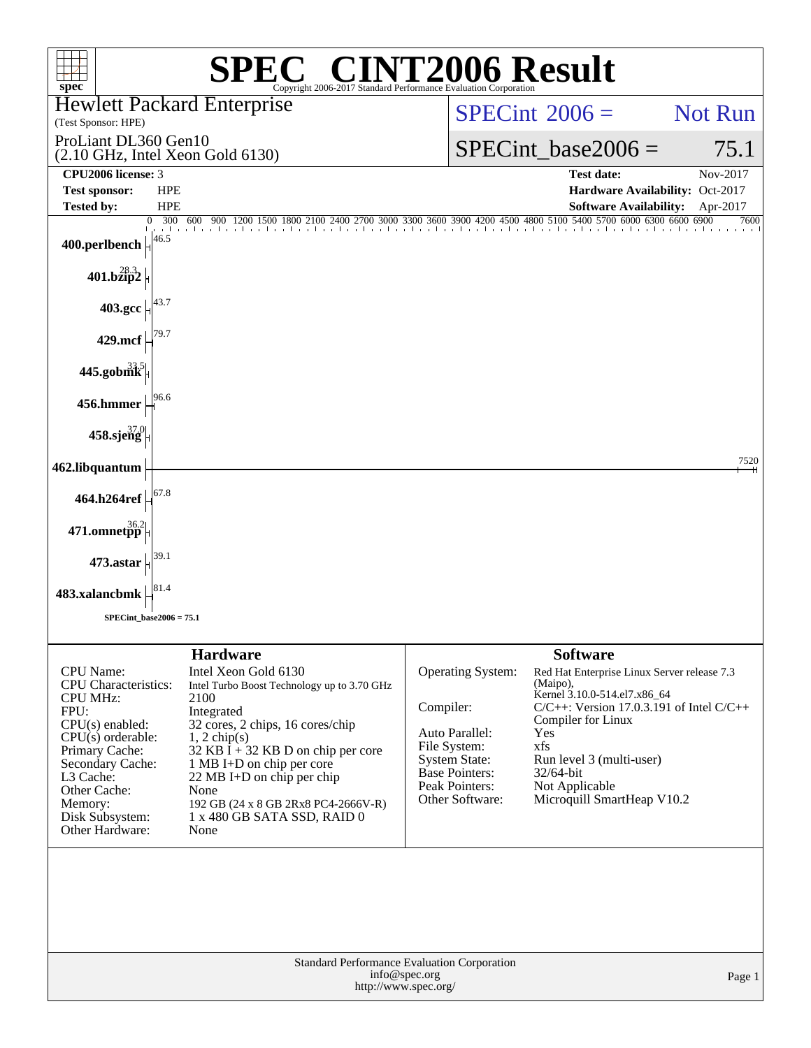# SPEC® CINT2006 Result

Copyright 2006-2017 Standard Performance Evaluation Corporation

**Hewlett Packard Enterprise**
(Test Sponsor: HPE)

ProLiant DL360 Gen10
(2.10 GHz, Intel Xeon Gold 6130)

SPECint 2006 = Not Run

SPECint_base2006 = 75.1

| | | | |
|---|---|---|---|
| **CPU2006 license:** | 3 | **Test date:** | Nov-2017 |
| **Test sponsor:** | HPE | **Hardware Availability:** | Oct-2017 |
| **Tested by:** | HPE | **Software Availability:** | Apr-2017 |

| Benchmark | Base ratio |
|---|---|
| 400.perlbench | 46.5 |
| 401.bzip2 | 28.3 |
| 403.gcc | 43.7 |
| 429.mcf | 79.7 |
| 445.gobmk | 33.5 |
| 456.hmmer | 96.6 |
| 458.sjeng | 37.0 |
| 462.libquantum | 7520 |
| 464.h264ref | 67.8 |
| 471.omnetpp | 36.2 |
| 473.astar | 39.1 |
| 483.xalancbmk | 81.4 |

SPECint_base2006 = 75.1

## Hardware

| | |
|---|---|
| CPU Name: | Intel Xeon Gold 6130 |
| CPU Characteristics: | Intel Turbo Boost Technology up to 3.70 GHz |
| CPU MHz: | 2100 |
| FPU: | Integrated |
| CPU(s) enabled: | 32 cores, 2 chips, 16 cores/chip |
| CPU(s) orderable: | 1, 2 chip(s) |
| Primary Cache: | 32 KB I + 32 KB D on chip per core |
| Secondary Cache: | 1 MB I+D on chip per core |
| L3 Cache: | 22 MB I+D on chip per chip |
| Other Cache: | None |
| Memory: | 192 GB (24 x 8 GB 2Rx8 PC4-2666V-R) |
| Disk Subsystem: | 1 x 480 GB SATA SSD, RAID 0 |
| Other Hardware: | None |

## Software

| | |
|---|---|
| Operating System: | Red Hat Enterprise Linux Server release 7.3 (Maipo), Kernel 3.10.0-514.el7.x86_64 |
| Compiler: | C/C++: Version 17.0.3.191 of Intel C/C++ Compiler for Linux |
| Auto Parallel: | Yes |
| File System: | xfs |
| System State: | Run level 3 (multi-user) |
| Base Pointers: | 32/64-bit |
| Peak Pointers: | Not Applicable |
| Other Software: | Microquill SmartHeap V10.2 |

Standard Performance Evaluation Corporation
info@spec.org
http://www.spec.org/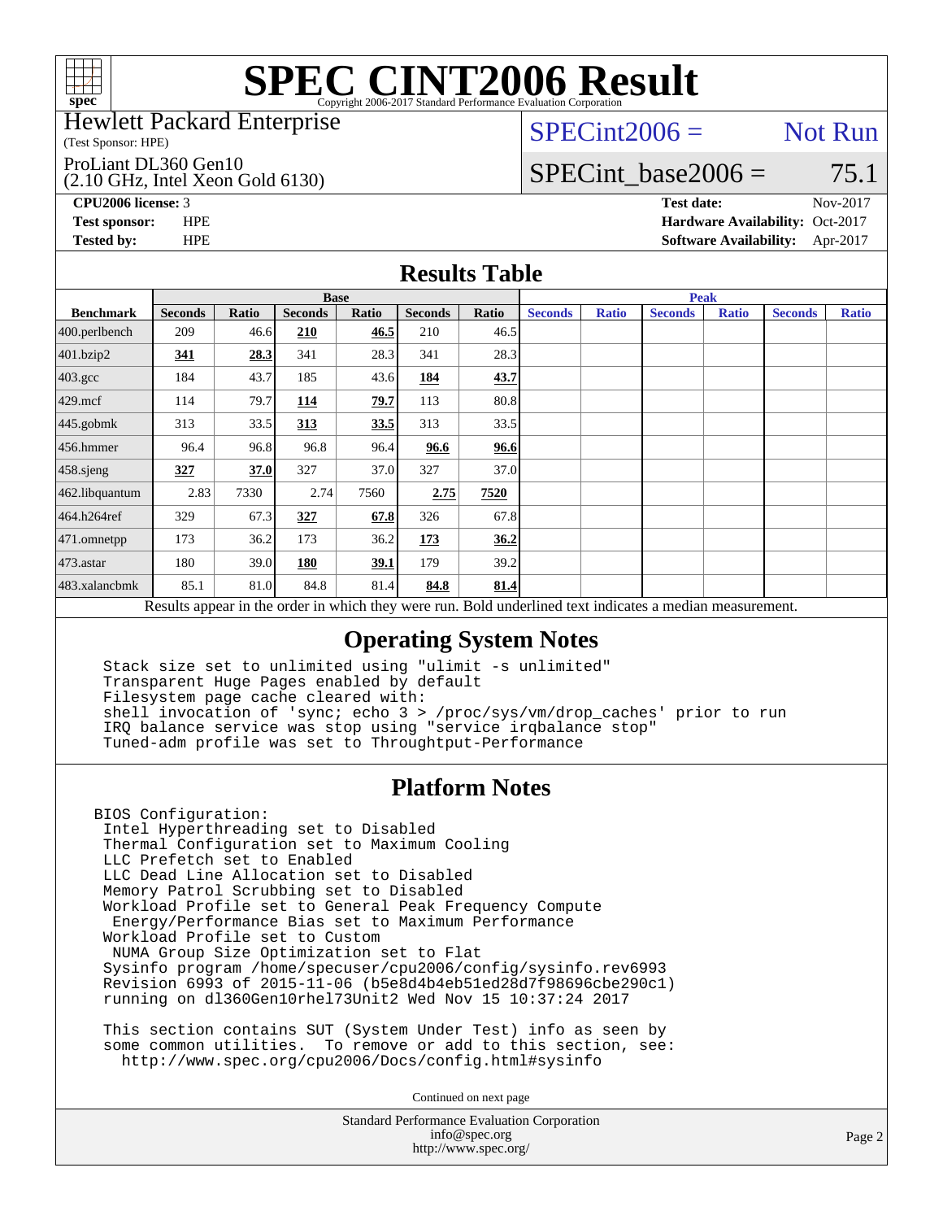# SPEC CINT2006 Result

Copyright 2006-2017 Standard Performance Evaluation Corporation

**Hewlett Packard Enterprise**
(Test Sponsor: HPE)

ProLiant DL360 Gen10
(2.10 GHz, Intel Xeon Gold 6130)

SPECint2006 = Not Run

SPECint_base2006 = 75.1

| | | | |
|---|---|---|---|
| **CPU2006 license:** 3 | | **Test date:** | Nov-2017 |
| **Test sponsor:** | HPE | **Hardware Availability:** | Oct-2017 |
| **Tested by:** | HPE | **Software Availability:** | Apr-2017 |

## Results Table

| Benchmark | Base | | | | | | Peak | | | | | |
|---|---|---|---|---|---|---|---|---|---|---|---|---|
| | Seconds | Ratio | Seconds | Ratio | Seconds | Ratio | Seconds | Ratio | Seconds | Ratio | Seconds | Ratio |
| 400.perlbench | 209 | 46.6 | **210** | **46.5** | 210 | 46.5 | | | | | | |
| 401.bzip2 | **341** | **28.3** | 341 | 28.3 | 341 | 28.3 | | | | | | |
| 403.gcc | 184 | 43.7 | 185 | 43.6 | **184** | **43.7** | | | | | | |
| 429.mcf | 114 | 79.7 | **114** | **79.7** | 113 | 80.8 | | | | | | |
| 445.gobmk | 313 | 33.5 | **313** | **33.5** | 313 | 33.5 | | | | | | |
| 456.hmmer | 96.4 | 96.8 | 96.8 | 96.4 | **96.6** | **96.6** | | | | | | |
| 458.sjeng | **327** | **37.0** | 327 | 37.0 | 327 | 37.0 | | | | | | |
| 462.libquantum | 2.83 | 7330 | 2.74 | 7560 | **2.75** | **7520** | | | | | | |
| 464.h264ref | 329 | 67.3 | **327** | **67.8** | 326 | 67.8 | | | | | | |
| 471.omnetpp | 173 | 36.2 | 173 | 36.2 | **173** | **36.2** | | | | | | |
| 473.astar | 180 | 39.0 | **180** | **39.1** | 179 | 39.2 | | | | | | |
| 483.xalancbmk | 85.1 | 81.0 | 84.8 | 81.4 | **84.8** | **81.4** | | | | | | |

Results appear in the order in which they were run. Bold underlined text indicates a median measurement.

## Operating System Notes

```
Stack size set to unlimited using "ulimit -s unlimited"
Transparent Huge Pages enabled by default
Filesystem page cache cleared with:
shell invocation of 'sync; echo 3 > /proc/sys/vm/drop_caches' prior to run
IRQ balance service was stop using "service irqbalance stop"
Tuned-adm profile was set to Throughput-Performance
```

## Platform Notes

```
BIOS Configuration:
 Intel Hyperthreading set to Disabled
 Thermal Configuration set to Maximum Cooling
 LLC Prefetch set to Enabled
 LLC Dead Line Allocation set to Disabled
 Memory Patrol Scrubbing set to Disabled
 Workload Profile set to General Peak Frequency Compute
  Energy/Performance Bias set to Maximum Performance
 Workload Profile set to Custom
  NUMA Group Size Optimization set to Flat
 Sysinfo program /home/specuser/cpu2006/config/sysinfo.rev6993
 Revision 6993 of 2015-11-06 (b5e8d4b4eb51ed28d7f98696cbe290c1)
 running on dl360Gen10rhel73Unit2 Wed Nov 15 10:37:24 2017

 This section contains SUT (System Under Test) info as seen by
 some common utilities.  To remove or add to this section, see:
   http://www.spec.org/cpu2006/Docs/config.html#sysinfo
```

Continued on next page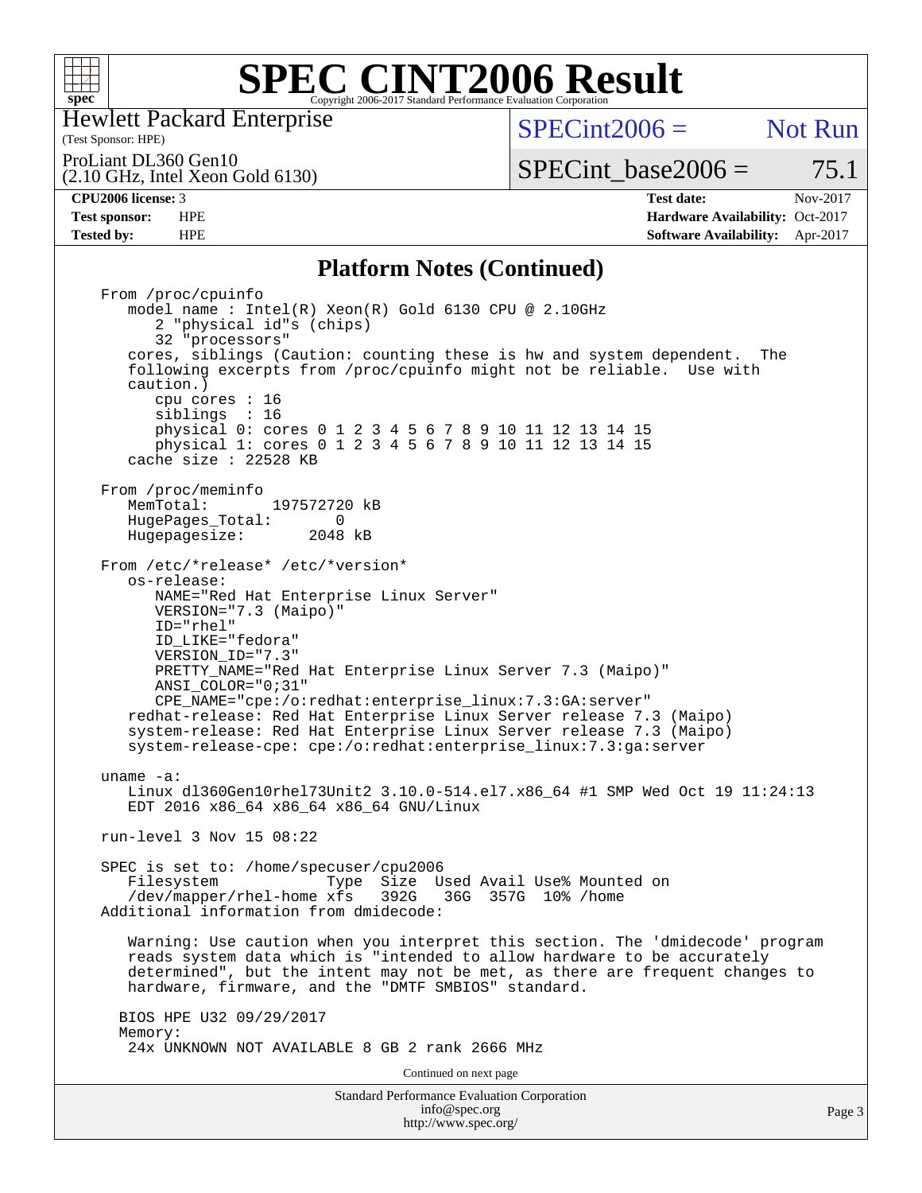# SPEC CINT2006 Result

Hewlett Packard Enterprise
(Test Sponsor: HPE)

ProLiant DL360 Gen10
(2.10 GHz, Intel Xeon Gold 6130)

SPECint2006 = Not Run

SPECint_base2006 = 75.1

**CPU2006 license:** 3
**Test sponsor:** HPE
**Tested by:** HPE

**Test date:** Nov-2017
**Hardware Availability:** Oct-2017
**Software Availability:** Apr-2017

## Platform Notes (Continued)

```
From /proc/cpuinfo
   model name : Intel(R) Xeon(R) Gold 6130 CPU @ 2.10GHz
      2 "physical id"s (chips)
      32 "processors"
   cores, siblings (Caution: counting these is hw and system dependent.  The
   following excerpts from /proc/cpuinfo might not be reliable.  Use with
   caution.)
      cpu cores : 16
      siblings  : 16
      physical 0: cores 0 1 2 3 4 5 6 7 8 9 10 11 12 13 14 15
      physical 1: cores 0 1 2 3 4 5 6 7 8 9 10 11 12 13 14 15
   cache size : 22528 KB

From /proc/meminfo
   MemTotal:       197572720 kB
   HugePages_Total:        0
   Hugepagesize:        2048 kB

From /etc/*release* /etc/*version*
   os-release:
      NAME="Red Hat Enterprise Linux Server"
      VERSION="7.3 (Maipo)"
      ID="rhel"
      ID_LIKE="fedora"
      VERSION_ID="7.3"
      PRETTY_NAME="Red Hat Enterprise Linux Server 7.3 (Maipo)"
      ANSI_COLOR="0;31"
      CPE_NAME="cpe:/o:redhat:enterprise_linux:7.3:GA:server"
   redhat-release: Red Hat Enterprise Linux Server release 7.3 (Maipo)
   system-release: Red Hat Enterprise Linux Server release 7.3 (Maipo)
   system-release-cpe: cpe:/o:redhat:enterprise_linux:7.3:ga:server

uname -a:
   Linux dl360Gen10rhel73Unit2 3.10.0-514.el7.x86_64 #1 SMP Wed Oct 19 11:24:13
   EDT 2016 x86_64 x86_64 x86_64 GNU/Linux

run-level 3 Nov 15 08:22

SPEC is set to: /home/specuser/cpu2006
   Filesystem             Type  Size  Used Avail Use% Mounted on
   /dev/mapper/rhel-home xfs   392G   36G  357G  10% /home
Additional information from dmidecode:

   Warning: Use caution when you interpret this section. The 'dmidecode' program
   reads system data which is "intended to allow hardware to be accurately
   determined", but the intent may not be met, as there are frequent changes to
   hardware, firmware, and the "DMTF SMBIOS" standard.

  BIOS HPE U32 09/29/2017
  Memory:
   24x UNKNOWN NOT AVAILABLE 8 GB 2 rank 2666 MHz
```

Continued on next page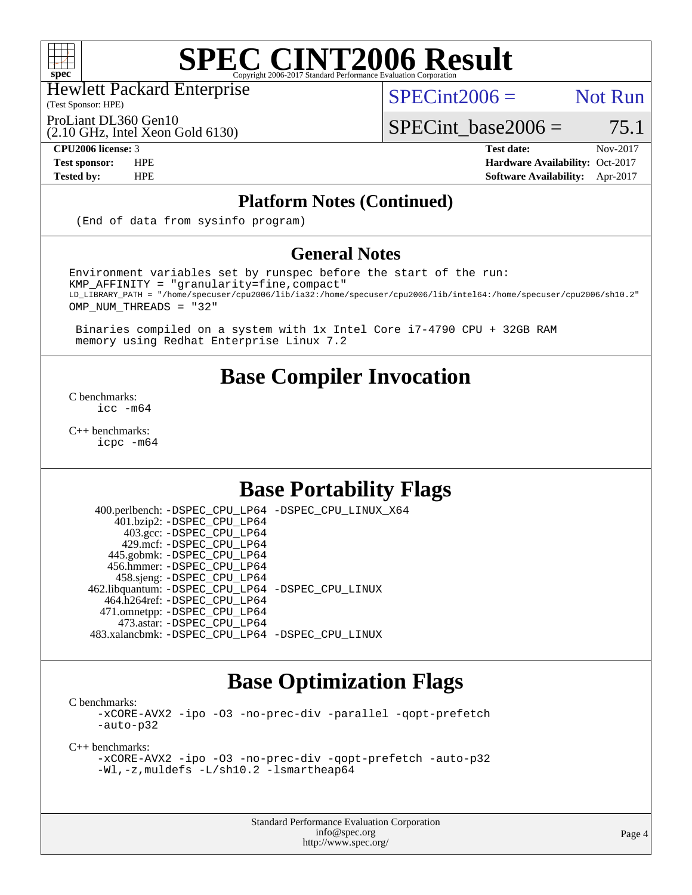# SPEC CINT2006 Result

Copyright 2006-2017 Standard Performance Evaluation Corporation

Hewlett Packard Enterprise
(Test Sponsor: HPE)

ProLiant DL360 Gen10
(2.10 GHz, Intel Xeon Gold 6130)

SPECint2006 = Not Run

SPECint_base2006 = 75.1

| | | | |
|---|---|---|---|
| **CPU2006 license:** | 3 | **Test date:** | Nov-2017 |
| **Test sponsor:** | HPE | **Hardware Availability:** | Oct-2017 |
| **Tested by:** | HPE | **Software Availability:** | Apr-2017 |

## Platform Notes (Continued)

```
(End of data from sysinfo program)
```

## General Notes

```
Environment variables set by runspec before the start of the run:
KMP_AFFINITY = "granularity=fine,compact"
LD_LIBRARY_PATH = "/home/specuser/cpu2006/lib/ia32:/home/specuser/cpu2006/lib/intel64:/home/specuser/cpu2006/sh10.2"
OMP_NUM_THREADS = "32"

 Binaries compiled on a system with 1x Intel Core i7-4790 CPU + 32GB RAM
 memory using Redhat Enterprise Linux 7.2
```

## Base Compiler Invocation

C benchmarks:
```
icc -m64
```

C++ benchmarks:
```
icpc -m64
```

## Base Portability Flags

| | |
|---|---|
| 400.perlbench: | -DSPEC_CPU_LP64 -DSPEC_CPU_LINUX_X64 |
| 401.bzip2: | -DSPEC_CPU_LP64 |
| 403.gcc: | -DSPEC_CPU_LP64 |
| 429.mcf: | -DSPEC_CPU_LP64 |
| 445.gobmk: | -DSPEC_CPU_LP64 |
| 456.hmmer: | -DSPEC_CPU_LP64 |
| 458.sjeng: | -DSPEC_CPU_LP64 |
| 462.libquantum: | -DSPEC_CPU_LP64 -DSPEC_CPU_LINUX |
| 464.h264ref: | -DSPEC_CPU_LP64 |
| 471.omnetpp: | -DSPEC_CPU_LP64 |
| 473.astar: | -DSPEC_CPU_LP64 |
| 483.xalancbmk: | -DSPEC_CPU_LP64 -DSPEC_CPU_LINUX |

## Base Optimization Flags

C benchmarks:
```
-xCORE-AVX2 -ipo -O3 -no-prec-div -parallel -qopt-prefetch
-auto-p32
```

C++ benchmarks:
```
-xCORE-AVX2 -ipo -O3 -no-prec-div -qopt-prefetch -auto-p32
-Wl,-z,muldefs -L/sh10.2 -lsmartheap64
```

Standard Performance Evaluation Corporation
info@spec.org
http://www.spec.org/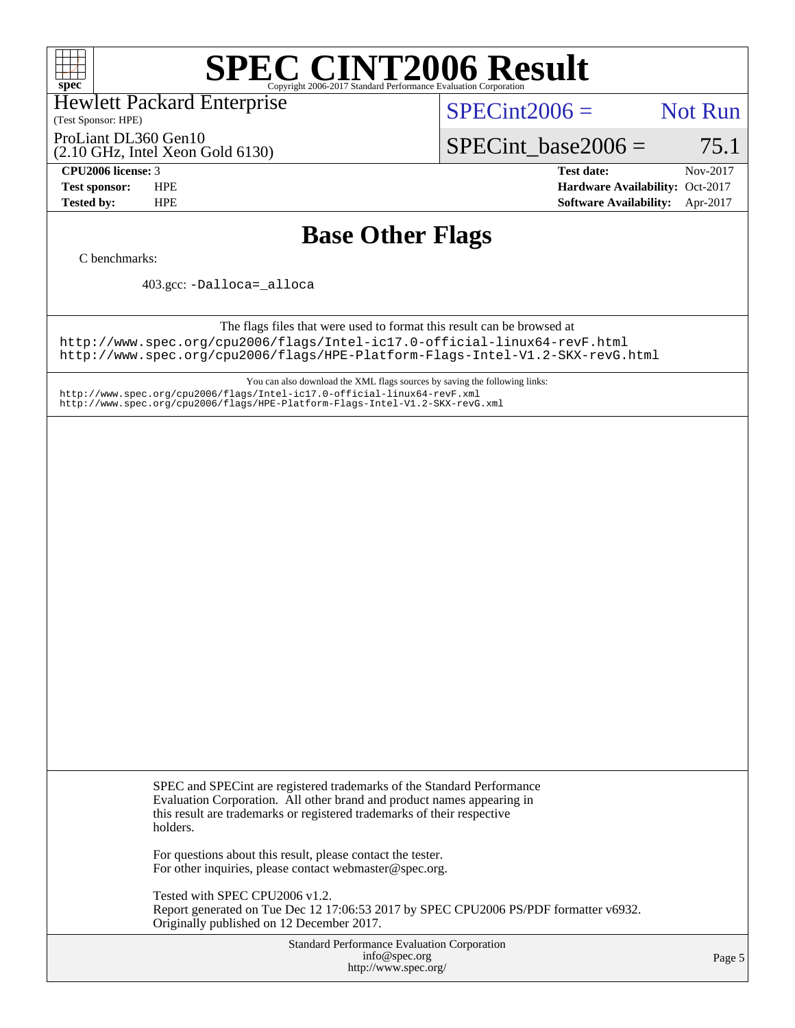# SPEC CINT2006 Result

Copyright 2006-2017 Standard Performance Evaluation Corporation

Hewlett Packard Enterprise
(Test Sponsor: HPE)

ProLiant DL360 Gen10
(2.10 GHz, Intel Xeon Gold 6130)

SPECint2006 = Not Run

SPECint_base2006 = 75.1

| | | | |
|---|---|---|---|
| **CPU2006 license:** | 3 | **Test date:** | Nov-2017 |
| **Test sponsor:** | HPE | **Hardware Availability:** | Oct-2017 |
| **Tested by:** | HPE | **Software Availability:** | Apr-2017 |

## Base Other Flags

C benchmarks:

403.gcc: -Dalloca=_alloca

The flags files that were used to format this result can be browsed at
http://www.spec.org/cpu2006/flags/Intel-ic17.0-official-linux64-revF.html
http://www.spec.org/cpu2006/flags/HPE-Platform-Flags-Intel-V1.2-SKX-revG.html

You can also download the XML flags sources by saving the following links:
http://www.spec.org/cpu2006/flags/Intel-ic17.0-official-linux64-revF.xml
http://www.spec.org/cpu2006/flags/HPE-Platform-Flags-Intel-V1.2-SKX-revG.xml

SPEC and SPECint are registered trademarks of the Standard Performance Evaluation Corporation. All other brand and product names appearing in this result are trademarks or registered trademarks of their respective holders.

For questions about this result, please contact the tester.
For other inquiries, please contact webmaster@spec.org.

Tested with SPEC CPU2006 v1.2.
Report generated on Tue Dec 12 17:06:53 2017 by SPEC CPU2006 PS/PDF formatter v6932.
Originally published on 12 December 2017.

Standard Performance Evaluation Corporation
info@spec.org
http://www.spec.org/